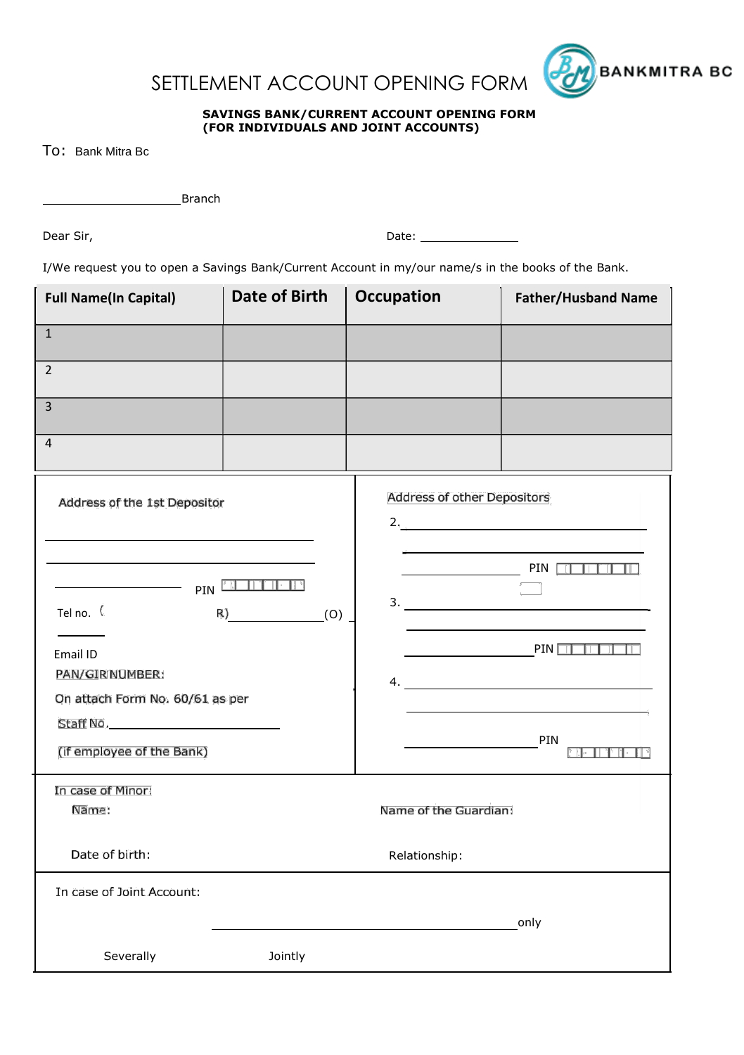# SETTLEMENT ACCOUNT OPENING FORM

BANKMITRA BC

**SAVINGS BANK/CURRENT ACCOUNT OPENING FORM**
**(FOR INDIVIDUALS AND JOINT ACCOUNTS)**

To: Bank Mitra Bc

____________________Branch

Dear Sir,

Date: _______________

I/We request you to open a Savings Bank/Current Account in my/our name/s in the books of the Bank.

| Full Name(In Capital) | Date of Birth | Occupation | Father/Husband Name |
|---|---|---|---|
| 1 | | | |
| 2 | | | |
| 3 | | | |
| 4 | | | |

Address of the 1st Depositor

____________________

____________________

____________________ PIN

Tel no. ( R) ____________(O)

Email ID

PAN/GIR NUMBER:

On attach Form No. 60/61 as per

Staff No.____________

(if employee of the Bank)

Address of other Depositors

2.____________________

____________________

____________________ PIN

3.____________________

____________________

____________________ PIN

4.____________________

____________________

____________________ PIN

In case of Minor:

Name:

Date of birth:

Name of the Guardian:

Relationship:

In case of Joint Account:

____________________only

Severally

Jointly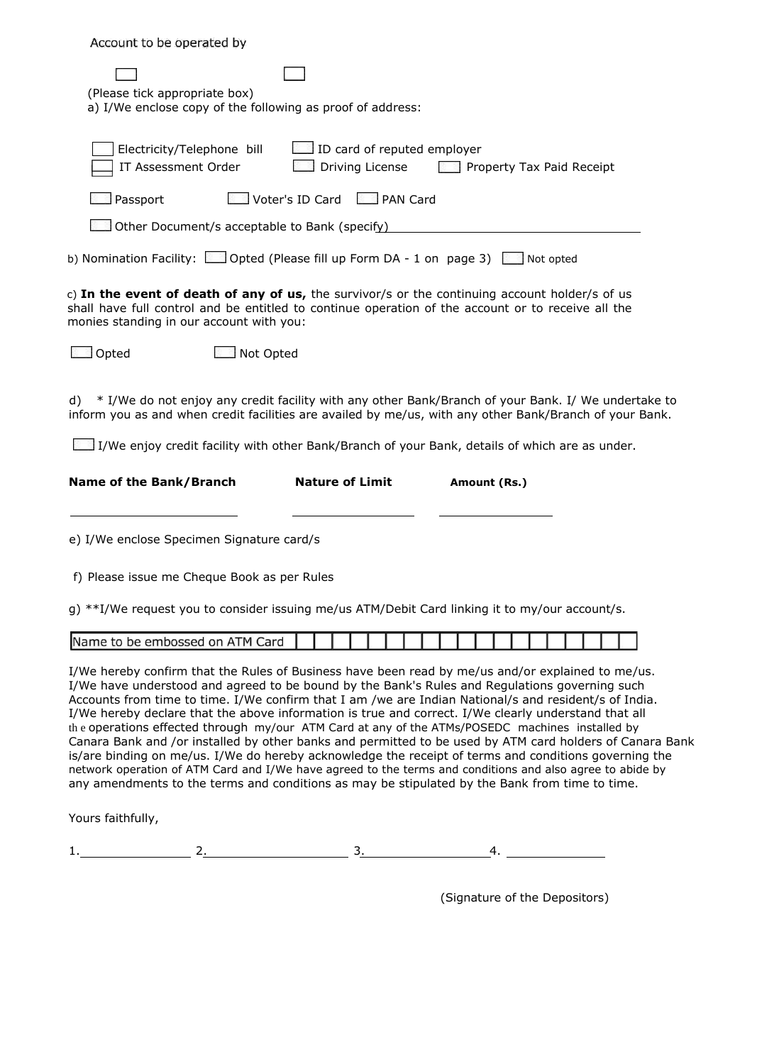Account to be operated by

☐ ☐

(Please tick appropriate box)

a) I/We enclose copy of the following as proof of address:

☐ Electricity/Telephone bill ☐ ID card of reputed employer

☐ IT Assessment Order ☐ Driving License ☐ Property Tax Paid Receipt

☐ Passport ☐ Voter's ID Card ☐ PAN Card

☐ Other Document/s acceptable to Bank (specify) ______________________________

b) Nomination Facility: ☐ Opted (Please fill up Form DA - 1 on page 3) ☐ Not opted

c) **In the event of death of any of us,** the survivor/s or the continuing account holder/s of us shall have full control and be entitled to continue operation of the account or to receive all the monies standing in our account with you:

☐ Opted ☐ Not Opted

d) * I/We do not enjoy any credit facility with any other Bank/Branch of your Bank. I/ We undertake to inform you as and when credit facilities are availed by me/us, with any other Bank/Branch of your Bank.

☐ I/We enjoy credit facility with other Bank/Branch of your Bank, details of which are as under.

| **Name of the Bank/Branch** | **Nature of Limit** | **Amount (Rs.)** |
|---|---|---|
| | | |

e) I/We enclose Specimen Signature card/s

f) Please issue me Cheque Book as per Rules

g) **I/We request you to consider issuing me/us ATM/Debit Card linking it to my/our account/s.

| Name to be embossed on ATM Card | | | | | | | | | | | | | | | | | | | |
|---|---|---|---|---|---|---|---|---|---|---|---|---|---|---|---|---|---|---|---|

I/We hereby confirm that the Rules of Business have been read by me/us and/or explained to me/us. I/We have understood and agreed to be bound by the Bank's Rules and Regulations governing such Accounts from time to time. I/We confirm that I am /we are Indian National/s and resident/s of India. I/We hereby declare that the above information is true and correct. I/We clearly understand that all the operations effected through my/our ATM Card at any of the ATMs/POSEDC machines installed by Canara Bank and /or installed by other banks and permitted to be used by ATM card holders of Canara Bank is/are binding on me/us. I/We do hereby acknowledge the receipt of terms and conditions governing the network operation of ATM Card and I/We have agreed to the terms and conditions and also agree to abide by any amendments to the terms and conditions as may be stipulated by the Bank from time to time.

Yours faithfully,

1.______________ 2.__________________ 3.________________ 4. ____________

(Signature of the Depositors)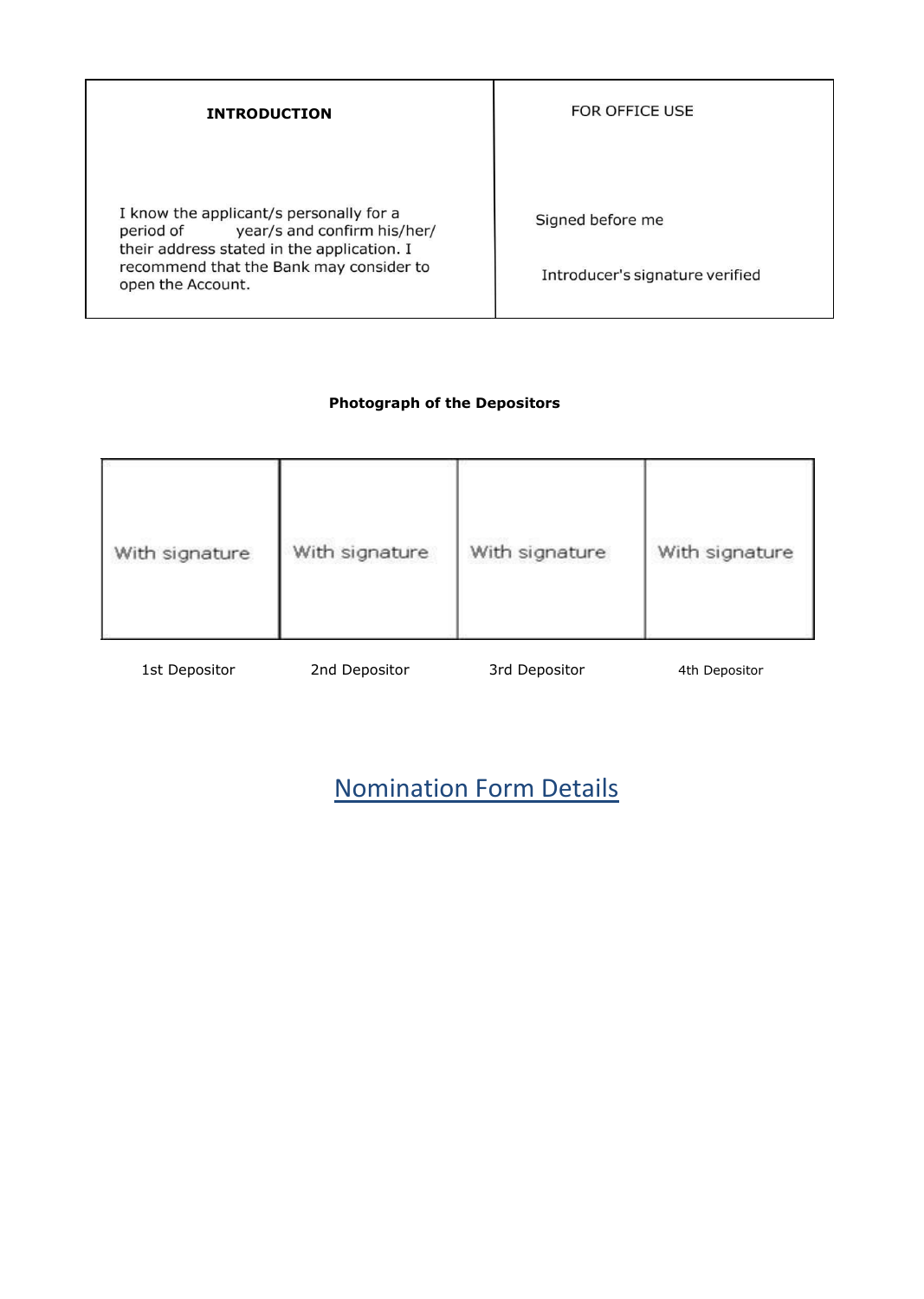| INTRODUCTION | FOR OFFICE USE |
| --- | --- |
| I know the applicant/s personally for a period of year/s and confirm his/her/ their address stated in the application. I recommend that the Bank may consider to open the Account. | Signed before me<br><br>Introducer's signature verified |

**Photograph of the Depositors**

| | | | |
| --- | --- | --- | --- |
| With signature | With signature | With signature | With signature |
| 1st Depositor | 2nd Depositor | 3rd Depositor | 4th Depositor |

## Nomination Form Details